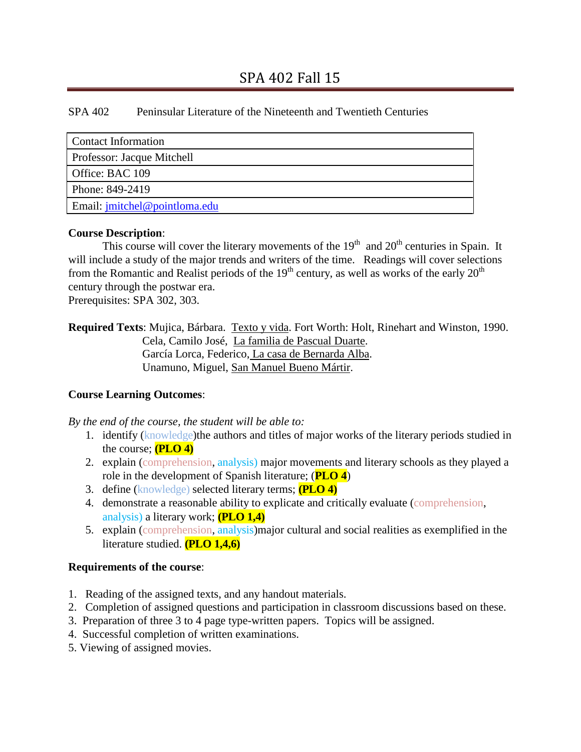# SPA 402 Fall 15

SPA 402 Peninsular Literature of the Nineteenth and Twentieth Centuries

| Contact Information |
|---|
| Professor: Jacque Mitchell |
| Office: BAC 109 |
| Phone: 849-2419 |
| Email: jmitchel@pointloma.edu |

**Course Description**:

This course will cover the literary movements of the 19th and 20th centuries in Spain. It will include a study of the major trends and writers of the time. Readings will cover selections from the Romantic and Realist periods of the 19th century, as well as works of the early 20th century through the postwar era.

Prerequisites: SPA 302, 303.

**Required Texts**: Mujica, Bárbara. Texto y vida. Fort Worth: Holt, Rinehart and Winston, 1990.
Cela, Camilo José, La familia de Pascual Duarte.
García Lorca, Federico, La casa de Bernarda Alba.
Unamuno, Miguel, San Manuel Bueno Mártir.

**Course Learning Outcomes**:

*By the end of the course, the student will be able to:*

1. identify (knowledge)the authors and titles of major works of the literary periods studied in the course; **(PLO 4)**
2. explain (comprehension, analysis) major movements and literary schools as they played a role in the development of Spanish literature; (**PLO 4**)
3. define (knowledge) selected literary terms; **(PLO 4)**
4. demonstrate a reasonable ability to explicate and critically evaluate (comprehension, analysis) a literary work; **(PLO 1,4)**
5. explain (comprehension, analysis)major cultural and social realities as exemplified in the literature studied. **(PLO 1,4,6)**

**Requirements of the course**:

1. Reading of the assigned texts, and any handout materials.
2. Completion of assigned questions and participation in classroom discussions based on these.
3. Preparation of three 3 to 4 page type-written papers. Topics will be assigned.
4. Successful completion of written examinations.
5. Viewing of assigned movies.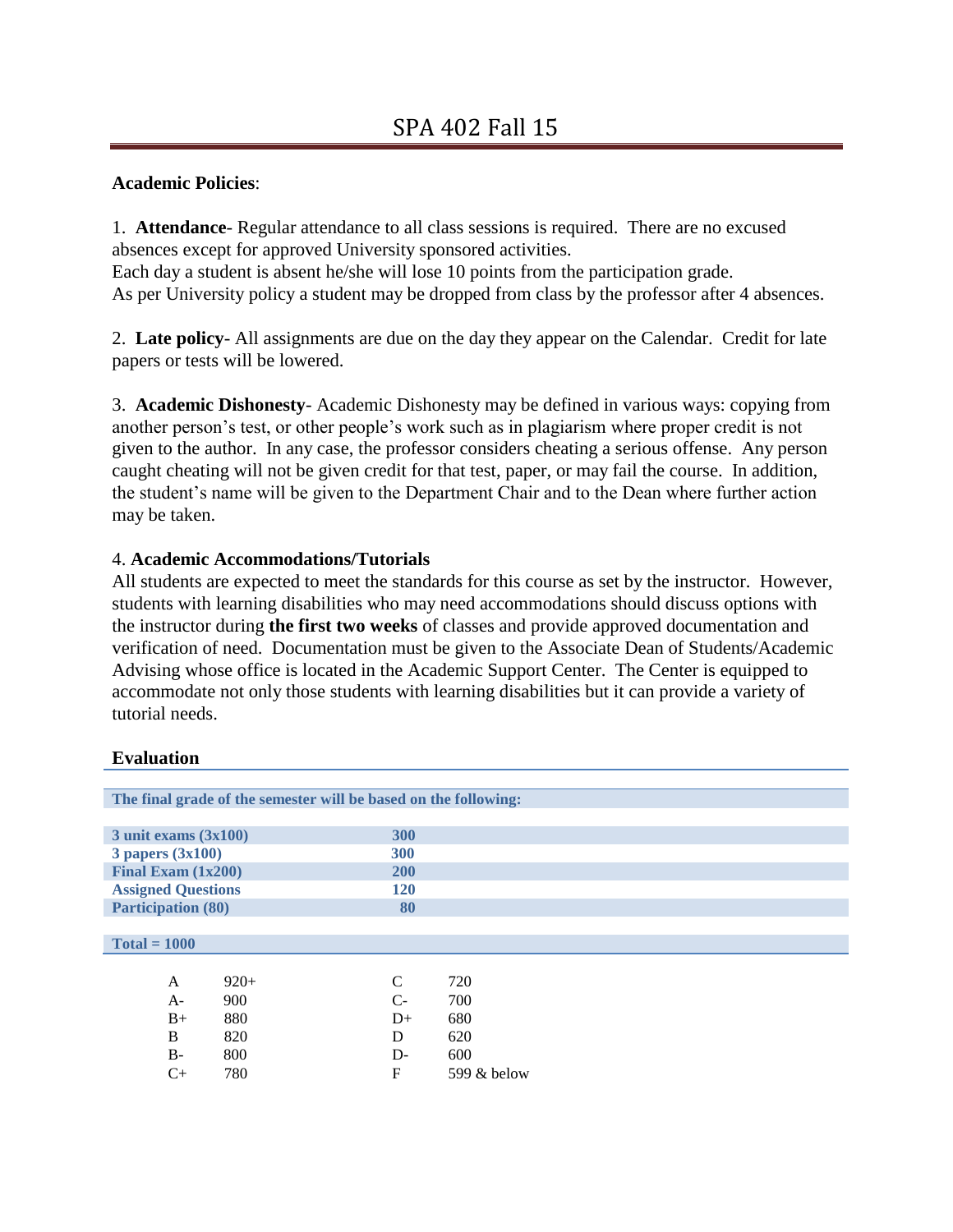# SPA 402 Fall 15

**Academic Policies**:

1. **Attendance**- Regular attendance to all class sessions is required. There are no excused absences except for approved University sponsored activities.
Each day a student is absent he/she will lose 10 points from the participation grade.
As per University policy a student may be dropped from class by the professor after 4 absences.

2. **Late policy**- All assignments are due on the day they appear on the Calendar. Credit for late papers or tests will be lowered.

3. **Academic Dishonesty**- Academic Dishonesty may be defined in various ways: copying from another person's test, or other people's work such as in plagiarism where proper credit is not given to the author. In any case, the professor considers cheating a serious offense. Any person caught cheating will not be given credit for that test, paper, or may fail the course. In addition, the student's name will be given to the Department Chair and to the Dean where further action may be taken.

4. **Academic Accommodations/Tutorials**
All students are expected to meet the standards for this course as set by the instructor. However, students with learning disabilities who may need accommodations should discuss options with the instructor during **the first two weeks** of classes and provide approved documentation and verification of need. Documentation must be given to the Associate Dean of Students/Academic Advising whose office is located in the Academic Support Center. The Center is equipped to accommodate not only those students with learning disabilities but it can provide a variety of tutorial needs.

## Evaluation

**The final grade of the semester will be based on the following:**

| | |
|---|---|
| **3 unit exams (3x100)** | **300** |
| **3 papers (3x100)** | **300** |
| **Final Exam (1x200)** | **200** |
| **Assigned Questions** | **120** |
| **Participation (80)** | **80** |

**Total = 1000**

| | | | |
|---|---|---|---|
| A | 920+ | C | 720 |
| A- | 900 | C- | 700 |
| B+ | 880 | D+ | 680 |
| B | 820 | D | 620 |
| B- | 800 | D- | 600 |
| C+ | 780 | F | 599 & below |